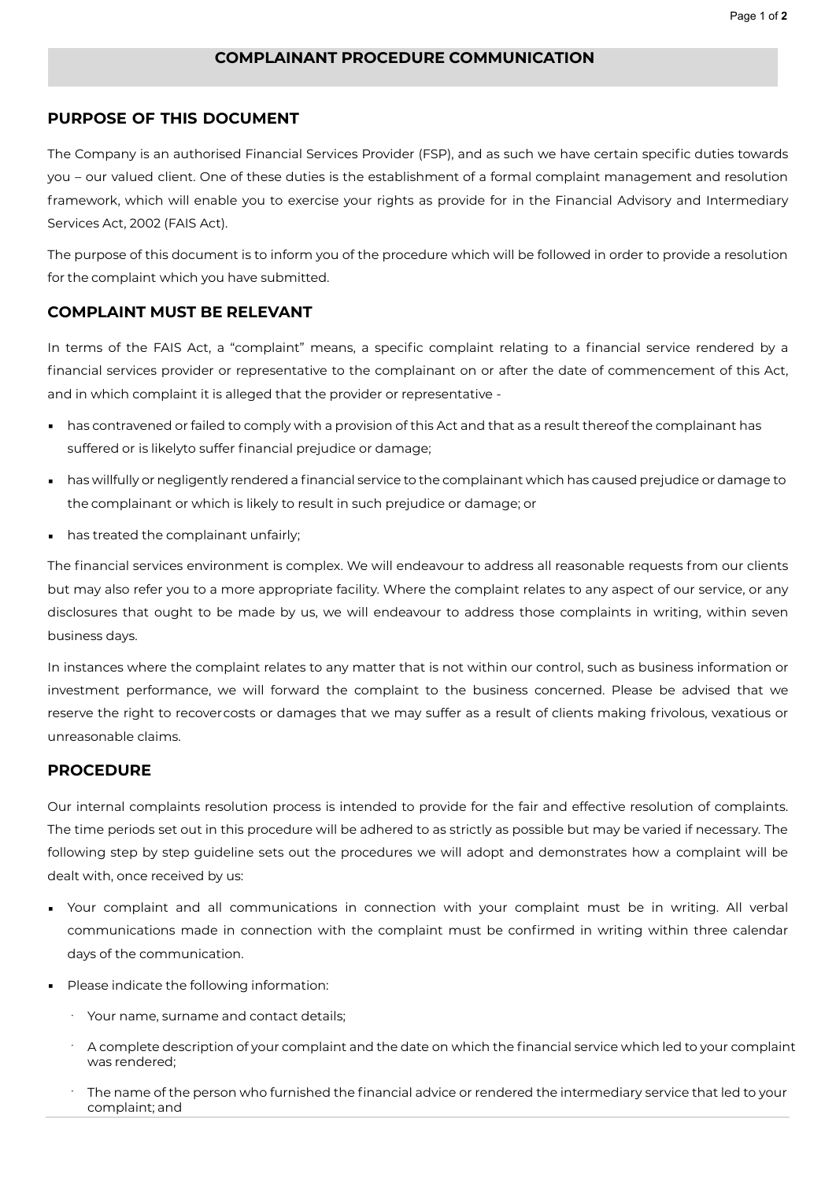# COMPLAINANT PROCEDURE COMMUNICATION

## PURPOSE OF THIS DOCUMENT

The Company is an authorised Financial Services Provider (FSP), and as such we have certain specific duties towards you – our valued client. One of these duties is the establishment of a formal complaint management and resolution framework, which will enable you to exercise your rights as provide for in the Financial Advisory and Intermediary Services Act, 2002 (FAIS Act).

The purpose of this document is to inform you of the procedure which will be followed in order to provide a resolution for the complaint which you have submitted.

## COMPLAINT MUST BE RELEVANT

In terms of the FAIS Act, a "complaint" means, a specific complaint relating to a financial service rendered by a financial services provider or representative to the complainant on or after the date of commencement of this Act, and in which complaint it is alleged that the provider or representative -

- has contravened or failed to comply with a provision of this Act and that as a result thereof the complainant has suffered or is likelyto suffer financial prejudice or damage;
- has willfully or negligently rendered a financial service to the complainant which has caused prejudice or damage to the complainant or which is likely to result in such prejudice or damage; or
- has treated the complainant unfairly;

The financial services environment is complex. We will endeavour to address all reasonable requests from our clients but may also refer you to a more appropriate facility. Where the complaint relates to any aspect of our service, or any disclosures that ought to be made by us, we will endeavour to address those complaints in writing, within seven business days.

In instances where the complaint relates to any matter that is not within our control, such as business information or investment performance, we will forward the complaint to the business concerned. Please be advised that we reserve the right to recovercosts or damages that we may suffer as a result of clients making frivolous, vexatious or unreasonable claims.

## PROCEDURE

Our internal complaints resolution process is intended to provide for the fair and effective resolution of complaints. The time periods set out in this procedure will be adhered to as strictly as possible but may be varied if necessary. The following step by step guideline sets out the procedures we will adopt and demonstrates how a complaint will be dealt with, once received by us:

- Your complaint and all communications in connection with your complaint must be in writing. All verbal communications made in connection with the complaint must be confirmed in writing within three calendar days of the communication.
- Please indicate the following information:
  - Your name, surname and contact details;
  - A complete description of your complaint and the date on which the financial service which led to your complaint was rendered;
  - The name of the person who furnished the financial advice or rendered the intermediary service that led to your complaint; and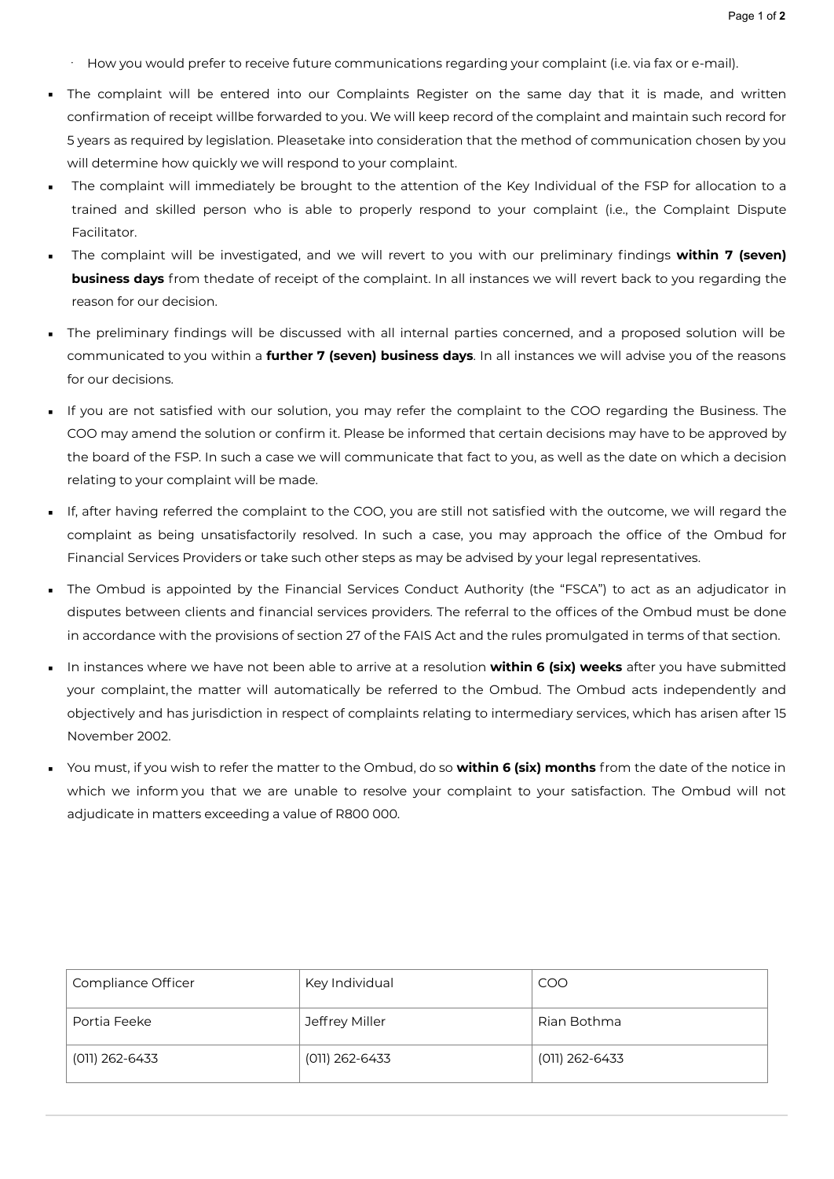- How you would prefer to receive future communications regarding your complaint (i.e. via fax or e-mail).

- The complaint will be entered into our Complaints Register on the same day that it is made, and written confirmation of receipt willbe forwarded to you. We will keep record of the complaint and maintain such record for 5 years as required by legislation. Pleasetake into consideration that the method of communication chosen by you will determine how quickly we will respond to your complaint.
- The complaint will immediately be brought to the attention of the Key Individual of the FSP for allocation to a trained and skilled person who is able to properly respond to your complaint (i.e., the Complaint Dispute Facilitator.
- The complaint will be investigated, and we will revert to you with our preliminary findings **within 7 (seven) business days** from thedate of receipt of the complaint. In all instances we will revert back to you regarding the reason for our decision.
- The preliminary findings will be discussed with all internal parties concerned, and a proposed solution will be communicated to you within a **further 7 (seven) business days**. In all instances we will advise you of the reasons for our decisions.
- If you are not satisfied with our solution, you may refer the complaint to the COO regarding the Business. The COO may amend the solution or confirm it. Please be informed that certain decisions may have to be approved by the board of the FSP. In such a case we will communicate that fact to you, as well as the date on which a decision relating to your complaint will be made.
- If, after having referred the complaint to the COO, you are still not satisfied with the outcome, we will regard the complaint as being unsatisfactorily resolved. In such a case, you may approach the office of the Ombud for Financial Services Providers or take such other steps as may be advised by your legal representatives.
- The Ombud is appointed by the Financial Services Conduct Authority (the "FSCA") to act as an adjudicator in disputes between clients and financial services providers. The referral to the offices of the Ombud must be done in accordance with the provisions of section 27 of the FAIS Act and the rules promulgated in terms of that section.
- In instances where we have not been able to arrive at a resolution **within 6 (six) weeks** after you have submitted your complaint, the matter will automatically be referred to the Ombud. The Ombud acts independently and objectively and has jurisdiction in respect of complaints relating to intermediary services, which has arisen after 15 November 2002.
- You must, if you wish to refer the matter to the Ombud, do so **within 6 (six) months** from the date of the notice in which we inform you that we are unable to resolve your complaint to your satisfaction. The Ombud will not adjudicate in matters exceeding a value of R800 000.

| Compliance Officer | Key Individual | COO |
|---|---|---|
| Portia Feeke | Jeffrey Miller | Rian Bothma |
| (011) 262-6433 | (011) 262-6433 | (011) 262-6433 |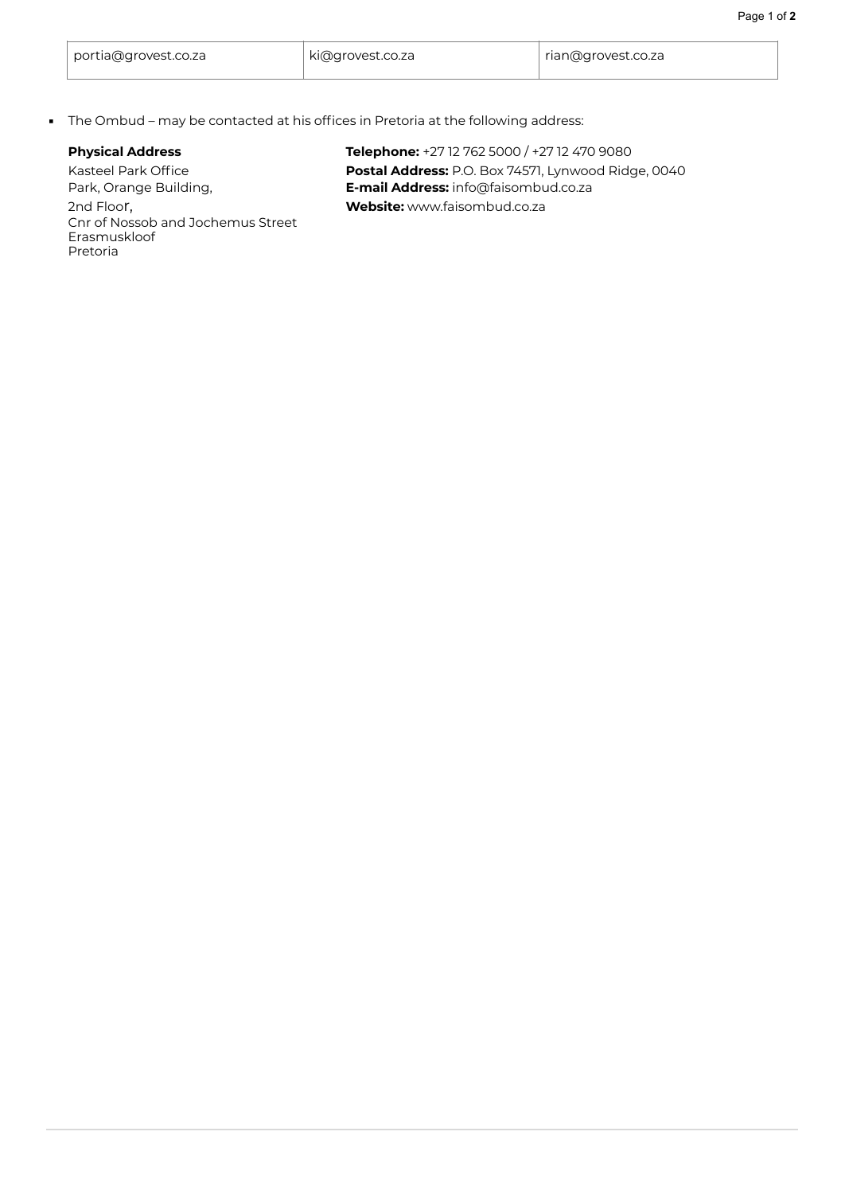| | | |
|---|---|---|
| portia@grovest.co.za | ki@grovest.co.za | rian@grovest.co.za |

- The Ombud – may be contacted at his offices in Pretoria at the following address:

**Physical Address**
Kasteel Park Office
Park, Orange Building,
2nd Floor,
Cnr of Nossob and Jochemus Street
Erasmuskloof
Pretoria

**Telephone:** +27 12 762 5000 / +27 12 470 9080
**Postal Address:** P.O. Box 74571, Lynwood Ridge, 0040
**E-mail Address:** info@faisombud.co.za
**Website:** www.faisombud.co.za